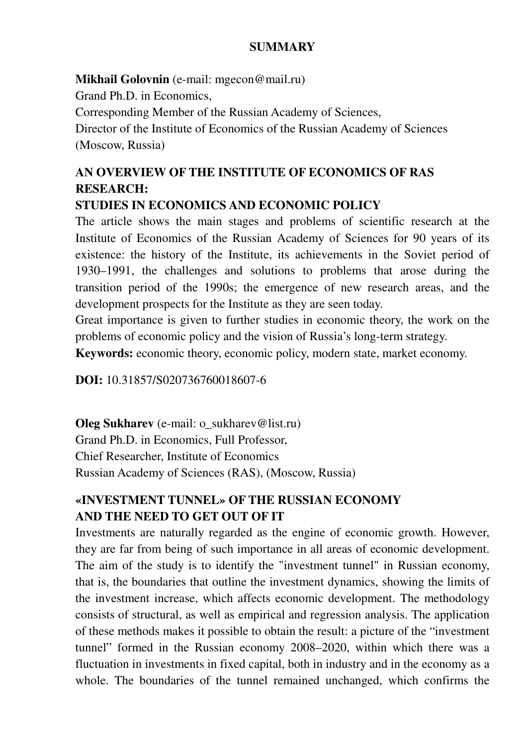# SUMMARY

**Mikhail Golovnin** (e-mail: mgecon@mail.ru)
Grand Ph.D. in Economics,
Corresponding Member of the Russian Academy of Sciences,
Director of the Institute of Economics of the Russian Academy of Sciences
(Moscow, Russia)

## AN OVERVIEW OF THE INSTITUTE OF ECONOMICS OF RAS RESEARCH: STUDIES IN ECONOMICS AND ECONOMIC POLICY

The article shows the main stages and problems of scientific research at the Institute of Economics of the Russian Academy of Sciences for 90 years of its existence: the history of the Institute, its achievements in the Soviet period of 1930–1991, the challenges and solutions to problems that arose during the transition period of the 1990s; the emergence of new research areas, and the development prospects for the Institute as they are seen today.

Great importance is given to further studies in economic theory, the work on the problems of economic policy and the vision of Russia's long-term strategy.

**Keywords:** economic theory, economic policy, modern state, market economy.

**DOI:** 10.31857/S020736760018607-6

**Oleg Sukharev** (e-mail: o_sukharev@list.ru)
Grand Ph.D. in Economics, Full Professor,
Chief Researcher, Institute of Economics
Russian Academy of Sciences (RAS), (Moscow, Russia)

## «INVESTMENT TUNNEL» OF THE RUSSIAN ECONOMY AND THE NEED TO GET OUT OF IT

Investments are naturally regarded as the engine of economic growth. However, they are far from being of such importance in all areas of economic development. The aim of the study is to identify the "investment tunnel" in Russian economy, that is, the boundaries that outline the investment dynamics, showing the limits of the investment increase, which affects economic development. The methodology consists of structural, as well as empirical and regression analysis. The application of these methods makes it possible to obtain the result: a picture of the "investment tunnel" formed in the Russian economy 2008–2020, within which there was a fluctuation in investments in fixed capital, both in industry and in the economy as a whole. The boundaries of the tunnel remained unchanged, which confirms the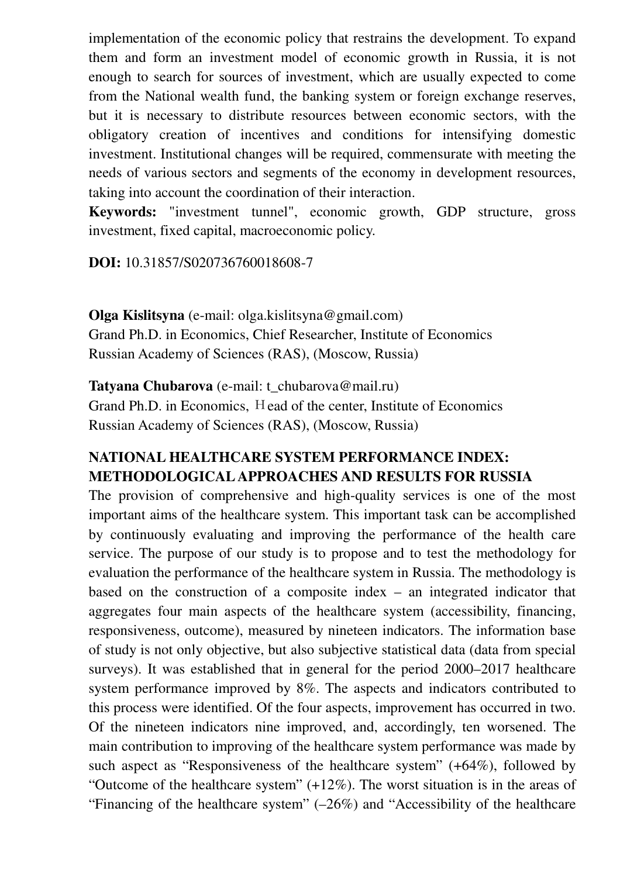implementation of the economic policy that restrains the development. To expand them and form an investment model of economic growth in Russia, it is not enough to search for sources of investment, which are usually expected to come from the National wealth fund, the banking system or foreign exchange reserves, but it is necessary to distribute resources between economic sectors, with the obligatory creation of incentives and conditions for intensifying domestic investment. Institutional changes will be required, commensurate with meeting the needs of various sectors and segments of the economy in development resources, taking into account the coordination of their interaction.

**Keywords:** "investment tunnel", economic growth, GDP structure, gross investment, fixed capital, macroeconomic policy.

**DOI:** 10.31857/S020736760018608-7

**Olga Kislitsyna** (e-mail: olga.kislitsyna@gmail.com)
Grand Ph.D. in Economics, Chief Researcher, Institute of Economics Russian Academy of Sciences (RAS), (Moscow, Russia)

**Tatyana Chubarova** (e-mail: t_chubarova@mail.ru)
Grand Ph.D. in Economics, Head of the center, Institute of Economics Russian Academy of Sciences (RAS), (Moscow, Russia)

**NATIONAL HEALTHCARE SYSTEM PERFORMANCE INDEX: METHODOLOGICAL APPROACHES AND RESULTS FOR RUSSIA**

The provision of comprehensive and high-quality services is one of the most important aims of the healthcare system. This important task can be accomplished by continuously evaluating and improving the performance of the health care service. The purpose of our study is to propose and to test the methodology for evaluation the performance of the healthcare system in Russia. The methodology is based on the construction of a composite index – an integrated indicator that aggregates four main aspects of the healthcare system (accessibility, financing, responsiveness, outcome), measured by nineteen indicators. The information base of study is not only objective, but also subjective statistical data (data from special surveys). It was established that in general for the period 2000–2017 healthcare system performance improved by 8%. The aspects and indicators contributed to this process were identified. Of the four aspects, improvement has occurred in two. Of the nineteen indicators nine improved, and, accordingly, ten worsened. The main contribution to improving of the healthcare system performance was made by such aspect as "Responsiveness of the healthcare system" (+64%), followed by "Outcome of the healthcare system" (+12%). The worst situation is in the areas of "Financing of the healthcare system" (–26%) and "Accessibility of the healthcare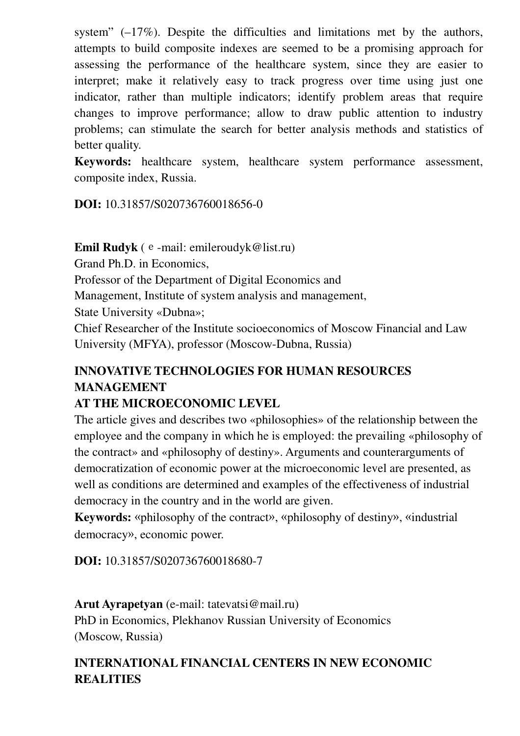system" (–17%). Despite the difficulties and limitations met by the authors, attempts to build composite indexes are seemed to be a promising approach for assessing the performance of the healthcare system, since they are easier to interpret; make it relatively easy to track progress over time using just one indicator, rather than multiple indicators; identify problem areas that require changes to improve performance; allow to draw public attention to industry problems; can stimulate the search for better analysis methods and statistics of better quality.

**Keywords:** healthcare system, healthcare system performance assessment, composite index, Russia.

**DOI:** 10.31857/S020736760018656-0

**Emil Rudyk** ( e -mail: emileroudyk@list.ru)
Grand Ph.D. in Economics,
Professor of the Department of Digital Economics and
Management, Institute of system analysis and management,
State University «Dubna»;
Chief Researcher of the Institute socioeconomics of Moscow Financial and Law University (MFYA), professor (Moscow-Dubna, Russia)

## INNOVATIVE TECHNOLOGIES FOR HUMAN RESOURCES MANAGEMENT AT THE MICROECONOMIC LEVEL

The article gives and describes two «philosophies» of the relationship between the employee and the company in which he is employed: the prevailing «philosophy of the contract» and «philosophy of destiny». Arguments and counterarguments of democratization of economic power at the microeconomic level are presented, as well as conditions are determined and examples of the effectiveness of industrial democracy in the country and in the world are given.

**Keywords:** «philosophy of the contract», «philosophy of destiny», «industrial democracy», economic power.

**DOI:** 10.31857/S020736760018680-7

**Arut Ayrapetyan** (e-mail: tatevatsi@mail.ru)
PhD in Economics, Plekhanov Russian University of Economics
(Moscow, Russia)

## INTERNATIONAL FINANCIAL CENTERS IN NEW ECONOMIC REALITIES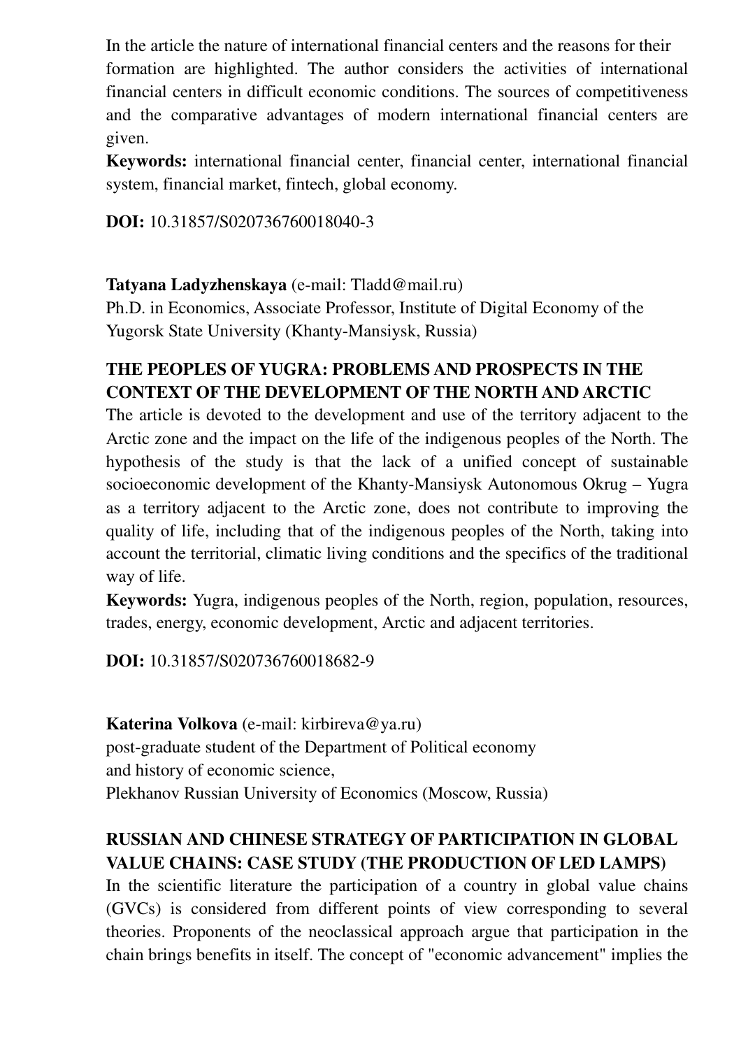In the article the nature of international financial centers and the reasons for their formation are highlighted. The author considers the activities of international financial centers in difficult economic conditions. The sources of competitiveness and the comparative advantages of modern international financial centers are given.

**Keywords:** international financial center, financial center, international financial system, financial market, fintech, global economy.

**DOI:** 10.31857/S020736760018040-3

**Tatyana Ladyzhenskaya** (e-mail: Tladd@mail.ru)
Ph.D. in Economics, Associate Professor, Institute of Digital Economy of the Yugorsk State University (Khanty-Mansiysk, Russia)

## THE PEOPLES OF YUGRA: PROBLEMS AND PROSPECTS IN THE CONTEXT OF THE DEVELOPMENT OF THE NORTH AND ARCTIC

The article is devoted to the development and use of the territory adjacent to the Arctic zone and the impact on the life of the indigenous peoples of the North. The hypothesis of the study is that the lack of a unified concept of sustainable socioeconomic development of the Khanty-Mansiysk Autonomous Okrug – Yugra as a territory adjacent to the Arctic zone, does not contribute to improving the quality of life, including that of the indigenous peoples of the North, taking into account the territorial, climatic living conditions and the specifics of the traditional way of life.

**Keywords:** Yugra, indigenous peoples of the North, region, population, resources, trades, energy, economic development, Arctic and adjacent territories.

**DOI:** 10.31857/S020736760018682-9

**Katerina Volkova** (e-mail: kirbireva@ya.ru)
post-graduate student of the Department of Political economy
and history of economic science,
Plekhanov Russian University of Economics (Moscow, Russia)

## RUSSIAN AND CHINESE STRATEGY OF PARTICIPATION IN GLOBAL VALUE CHAINS: CASE STUDY (THE PRODUCTION OF LED LAMPS)

In the scientific literature the participation of a country in global value chains (GVCs) is considered from different points of view corresponding to several theories. Proponents of the neoclassical approach argue that participation in the chain brings benefits in itself. The concept of "economic advancement" implies the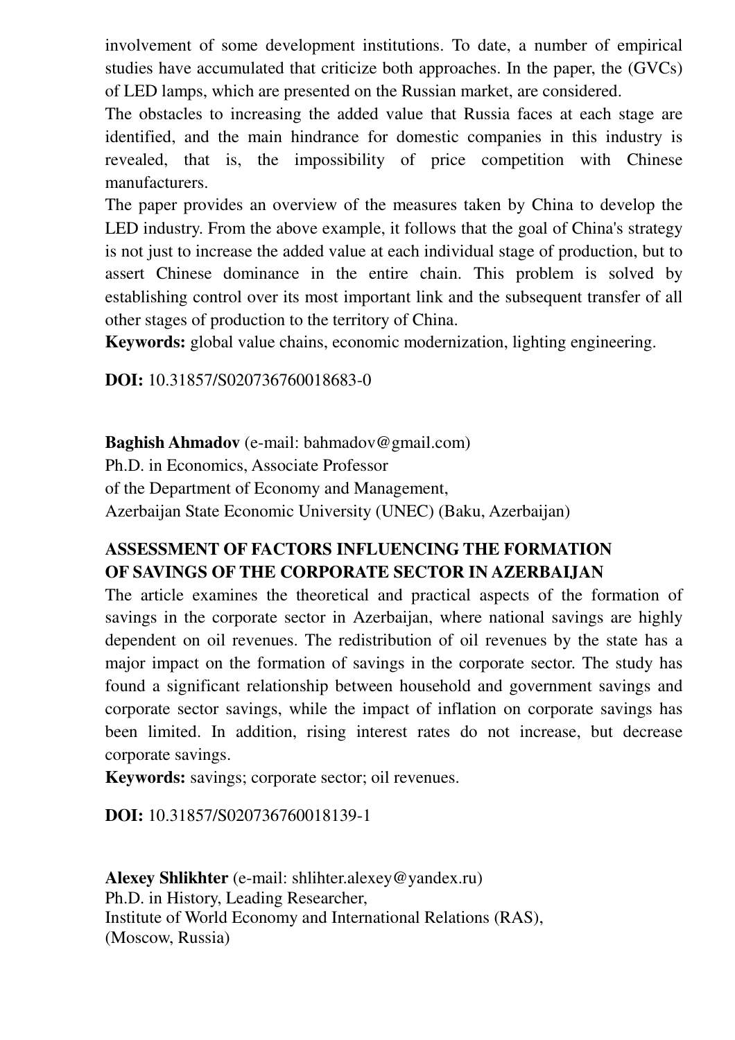involvement of some development institutions. To date, a number of empirical studies have accumulated that criticize both approaches. In the paper, the (GVCs) of LED lamps, which are presented on the Russian market, are considered.

The obstacles to increasing the added value that Russia faces at each stage are identified, and the main hindrance for domestic companies in this industry is revealed, that is, the impossibility of price competition with Chinese manufacturers.

The paper provides an overview of the measures taken by China to develop the LED industry. From the above example, it follows that the goal of China's strategy is not just to increase the added value at each individual stage of production, but to assert Chinese dominance in the entire chain. This problem is solved by establishing control over its most important link and the subsequent transfer of all other stages of production to the territory of China.

**Keywords:** global value chains, economic modernization, lighting engineering.

**DOI:** 10.31857/S020736760018683-0

**Baghish Ahmadov** (e-mail: bahmadov@gmail.com)
Ph.D. in Economics, Associate Professor
of the Department of Economy and Management,
Azerbaijan State Economic University (UNEC) (Baku, Azerbaijan)

**ASSESSMENT OF FACTORS INFLUENCING THE FORMATION OF SAVINGS OF THE CORPORATE SECTOR IN AZERBAIJAN**

The article examines the theoretical and practical aspects of the formation of savings in the corporate sector in Azerbaijan, where national savings are highly dependent on oil revenues. The redistribution of oil revenues by the state has a major impact on the formation of savings in the corporate sector. The study has found a significant relationship between household and government savings and corporate sector savings, while the impact of inflation on corporate savings has been limited. In addition, rising interest rates do not increase, but decrease corporate savings.

**Keywords:** savings; corporate sector; oil revenues.

**DOI:** 10.31857/S020736760018139-1

**Alexey Shlikhter** (e-mail: shlihter.alexey@yandex.ru)
Ph.D. in History, Leading Researcher,
Institute of World Economy and International Relations (RAS),
(Moscow, Russia)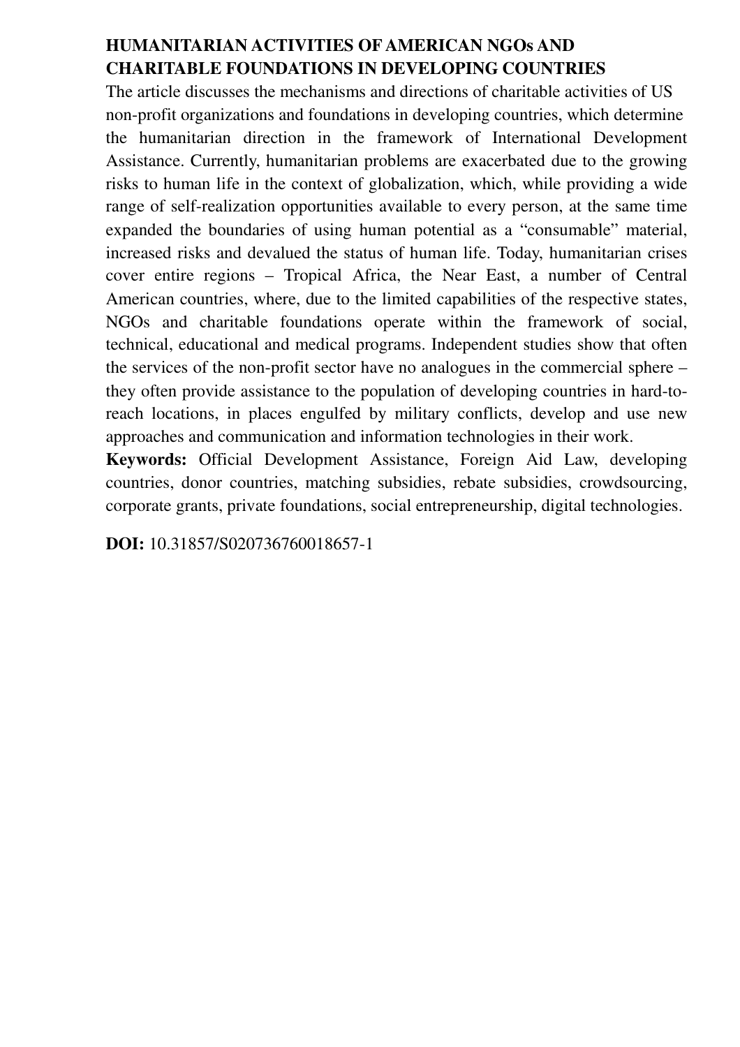## HUMANITARIAN ACTIVITIES OF AMERICAN NGOs AND CHARITABLE FOUNDATIONS IN DEVELOPING COUNTRIES

The article discusses the mechanisms and directions of charitable activities of US non-profit organizations and foundations in developing countries, which determine the humanitarian direction in the framework of International Development Assistance. Currently, humanitarian problems are exacerbated due to the growing risks to human life in the context of globalization, which, while providing a wide range of self-realization opportunities available to every person, at the same time expanded the boundaries of using human potential as a "consumable" material, increased risks and devalued the status of human life. Today, humanitarian crises cover entire regions – Tropical Africa, the Near East, a number of Central American countries, where, due to the limited capabilities of the respective states, NGOs and charitable foundations operate within the framework of social, technical, educational and medical programs. Independent studies show that often the services of the non-profit sector have no analogues in the commercial sphere – they often provide assistance to the population of developing countries in hard-to-reach locations, in places engulfed by military conflicts, develop and use new approaches and communication and information technologies in their work.

**Keywords:** Official Development Assistance, Foreign Aid Law, developing countries, donor countries, matching subsidies, rebate subsidies, crowdsourcing, corporate grants, private foundations, social entrepreneurship, digital technologies.

**DOI:** 10.31857/S020736760018657-1